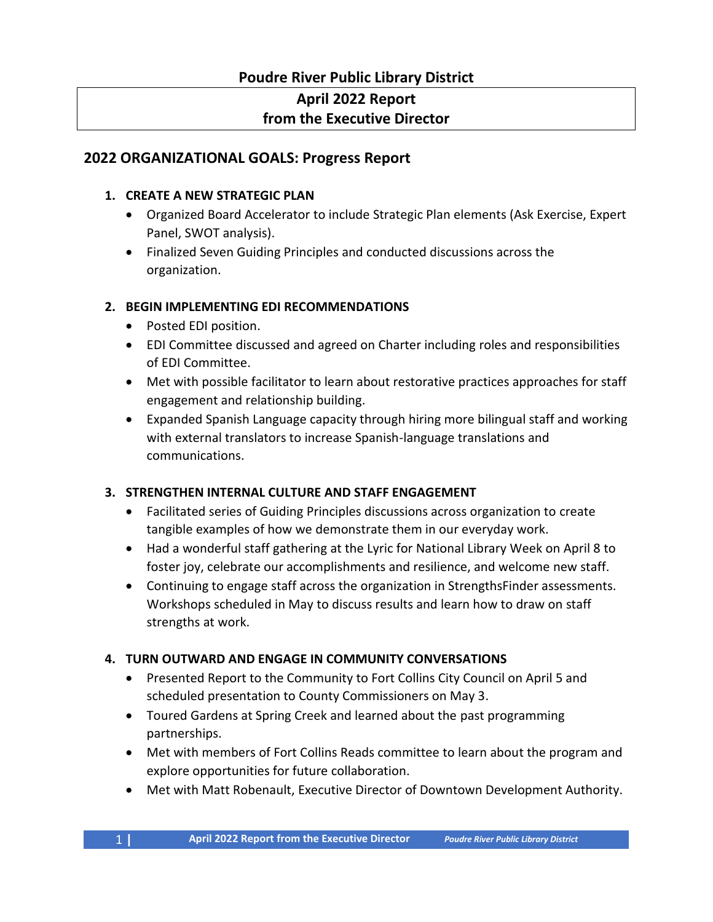# Poudre River Public Library District

## April 2022 Report
## from the Executive Director

## 2022 ORGANIZATIONAL GOALS: Progress Report

1. **CREATE A NEW STRATEGIC PLAN**
   - Organized Board Accelerator to include Strategic Plan elements (Ask Exercise, Expert Panel, SWOT analysis).
   - Finalized Seven Guiding Principles and conducted discussions across the organization.

2. **BEGIN IMPLEMENTING EDI RECOMMENDATIONS**
   - Posted EDI position.
   - EDI Committee discussed and agreed on Charter including roles and responsibilities of EDI Committee.
   - Met with possible facilitator to learn about restorative practices approaches for staff engagement and relationship building.
   - Expanded Spanish Language capacity through hiring more bilingual staff and working with external translators to increase Spanish-language translations and communications.

3. **STRENGTHEN INTERNAL CULTURE AND STAFF ENGAGEMENT**
   - Facilitated series of Guiding Principles discussions across organization to create tangible examples of how we demonstrate them in our everyday work.
   - Had a wonderful staff gathering at the Lyric for National Library Week on April 8 to foster joy, celebrate our accomplishments and resilience, and welcome new staff.
   - Continuing to engage staff across the organization in StrengthsFinder assessments. Workshops scheduled in May to discuss results and learn how to draw on staff strengths at work.

4. **TURN OUTWARD AND ENGAGE IN COMMUNITY CONVERSATIONS**
   - Presented Report to the Community to Fort Collins City Council on April 5 and scheduled presentation to County Commissioners on May 3.
   - Toured Gardens at Spring Creek and learned about the past programming partnerships.
   - Met with members of Fort Collins Reads committee to learn about the program and explore opportunities for future collaboration.
   - Met with Matt Robenault, Executive Director of Downtown Development Authority.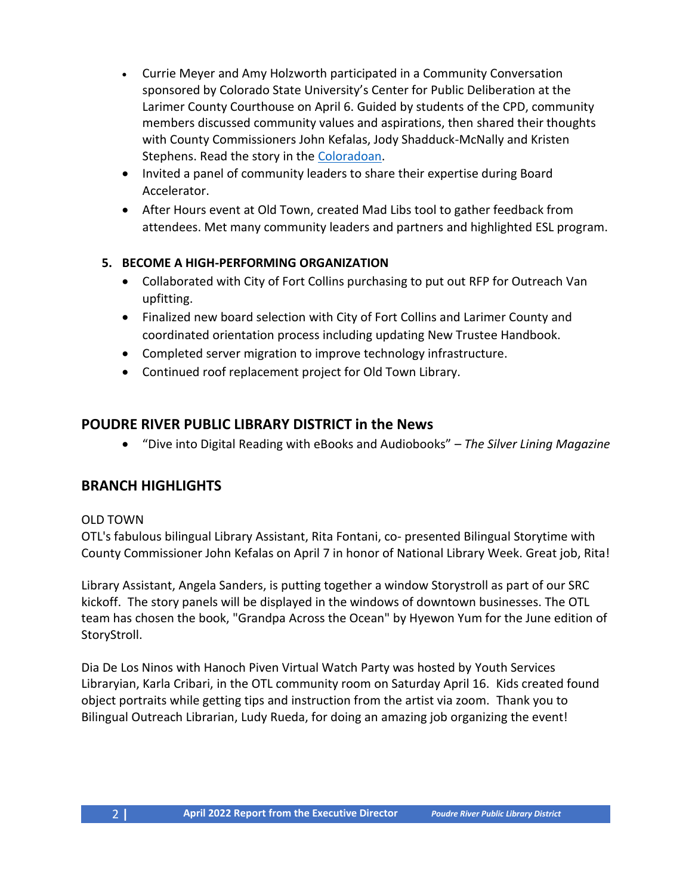- Currie Meyer and Amy Holzworth participated in a Community Conversation sponsored by Colorado State University's Center for Public Deliberation at the Larimer County Courthouse on April 6. Guided by students of the CPD, community members discussed community values and aspirations, then shared their thoughts with County Commissioners John Kefalas, Jody Shadduck-McNally and Kristen Stephens. Read the story in the Coloradoan.
- Invited a panel of community leaders to share their expertise during Board Accelerator.
- After Hours event at Old Town, created Mad Libs tool to gather feedback from attendees. Met many community leaders and partners and highlighted ESL program.

**5. BECOME A HIGH-PERFORMING ORGANIZATION**

- Collaborated with City of Fort Collins purchasing to put out RFP for Outreach Van upfitting.
- Finalized new board selection with City of Fort Collins and Larimer County and coordinated orientation process including updating New Trustee Handbook.
- Completed server migration to improve technology infrastructure.
- Continued roof replacement project for Old Town Library.

## POUDRE RIVER PUBLIC LIBRARY DISTRICT in the News

- "Dive into Digital Reading with eBooks and Audiobooks" – *The Silver Lining Magazine*

## BRANCH HIGHLIGHTS

OLD TOWN

OTL's fabulous bilingual Library Assistant, Rita Fontani, co- presented Bilingual Storytime with County Commissioner John Kefalas on April 7 in honor of National Library Week. Great job, Rita!

Library Assistant, Angela Sanders, is putting together a window Storystroll as part of our SRC kickoff. The story panels will be displayed in the windows of downtown businesses. The OTL team has chosen the book, "Grandpa Across the Ocean" by Hyewon Yum for the June edition of StoryStroll.

Dia De Los Ninos with Hanoch Piven Virtual Watch Party was hosted by Youth Services Librayian, Karla Cribari, in the OTL community room on Saturday April 16. Kids created found object portraits while getting tips and instruction from the artist via zoom. Thank you to Bilingual Outreach Librarian, Ludy Rueda, for doing an amazing job organizing the event!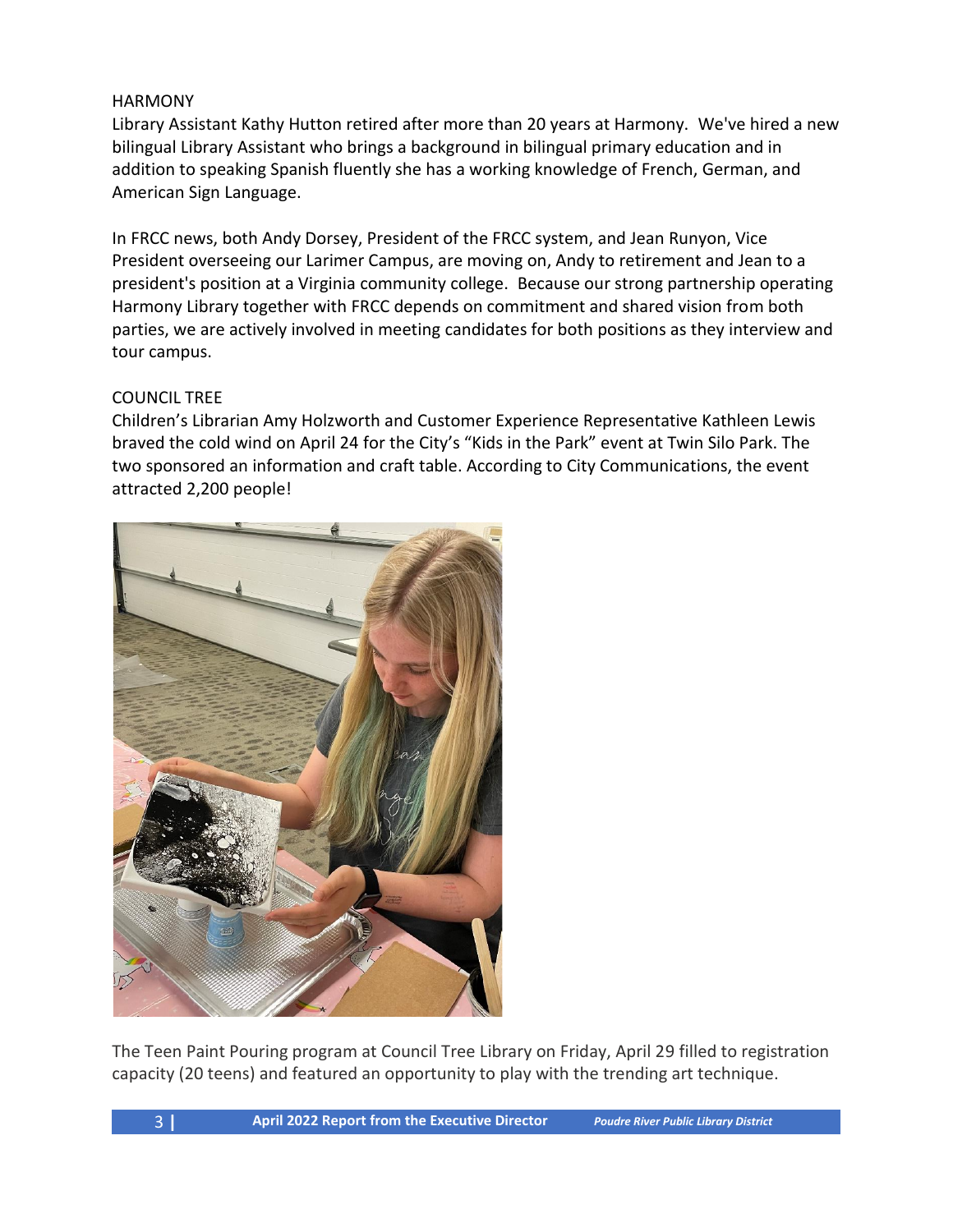## HARMONY

Library Assistant Kathy Hutton retired after more than 20 years at Harmony. We've hired a new bilingual Library Assistant who brings a background in bilingual primary education and in addition to speaking Spanish fluently she has a working knowledge of French, German, and American Sign Language.

In FRCC news, both Andy Dorsey, President of the FRCC system, and Jean Runyon, Vice President overseeing our Larimer Campus, are moving on, Andy to retirement and Jean to a president's position at a Virginia community college. Because our strong partnership operating Harmony Library together with FRCC depends on commitment and shared vision from both parties, we are actively involved in meeting candidates for both positions as they interview and tour campus.

## COUNCIL TREE

Children's Librarian Amy Holzworth and Customer Experience Representative Kathleen Lewis braved the cold wind on April 24 for the City's "Kids in the Park" event at Twin Silo Park. The two sponsored an information and craft table. According to City Communications, the event attracted 2,200 people!

The Teen Paint Pouring program at Council Tree Library on Friday, April 29 filled to registration capacity (20 teens) and featured an opportunity to play with the trending art technique.